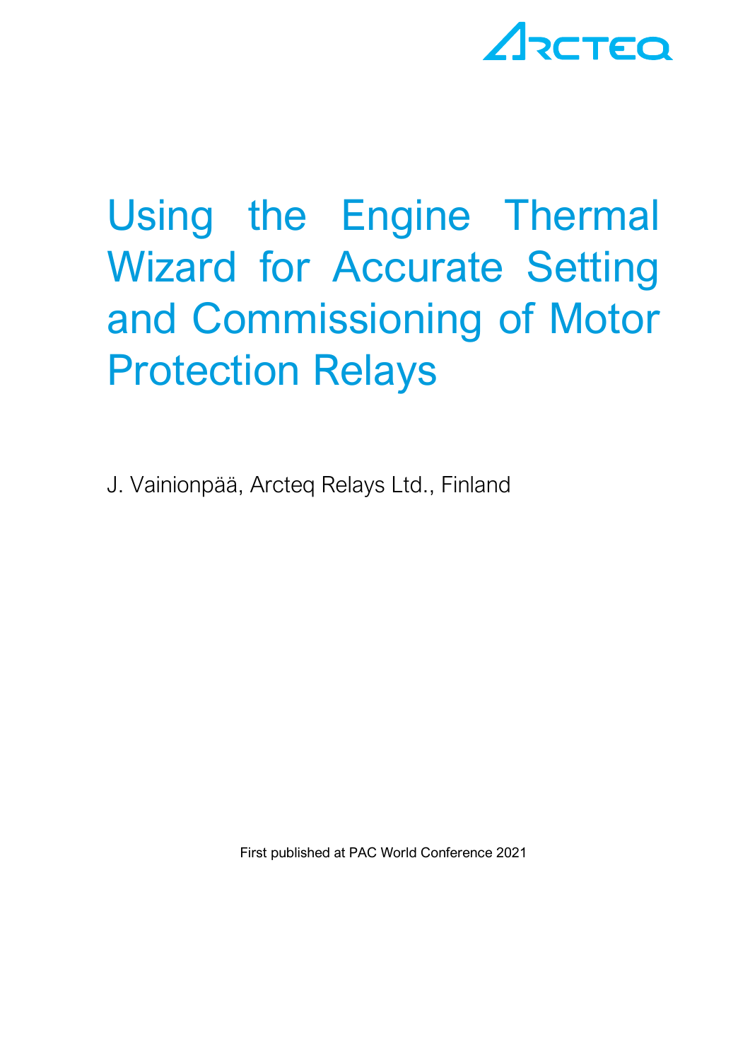ARCTEQ

# Using the Engine Thermal Wizard for Accurate Setting and Commissioning of Motor Protection Relays

J. Vainionpää, Arcteq Relays Ltd., Finland

First published at PAC World Conference 2021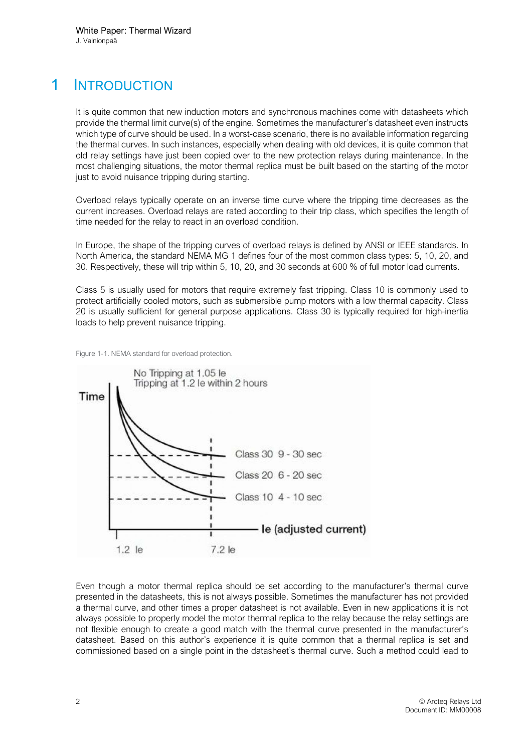# 1 INTRODUCTION

It is quite common that new induction motors and synchronous machines come with datasheets which provide the thermal limit curve(s) of the engine. Sometimes the manufacturer's datasheet even instructs which type of curve should be used. In a worst-case scenario, there is no available information regarding the thermal curves. In such instances, especially when dealing with old devices, it is quite common that old relay settings have just been copied over to the new protection relays during maintenance. In the most challenging situations, the motor thermal replica must be built based on the starting of the motor just to avoid nuisance tripping during starting.

Overload relays typically operate on an inverse time curve where the tripping time decreases as the current increases. Overload relays are rated according to their trip class, which specifies the length of time needed for the relay to react in an overload condition.

In Europe, the shape of the tripping curves of overload relays is defined by ANSI or IEEE standards. In North America, the standard NEMA MG 1 defines four of the most common class types: 5, 10, 20, and 30. Respectively, these will trip within 5, 10, 20, and 30 seconds at 600 % of full motor load currents.

Class 5 is usually used for motors that require extremely fast tripping. Class 10 is commonly used to protect artificially cooled motors, such as submersible pump motors with a low thermal capacity. Class 20 is usually sufficient for general purpose applications. Class 30 is typically required for high-inertia loads to help prevent nuisance tripping.

Figure 1-1. NEMA standard for overload protection.

Even though a motor thermal replica should be set according to the manufacturer's thermal curve presented in the datasheets, this is not always possible. Sometimes the manufacturer has not provided a thermal curve, and other times a proper datasheet is not available. Even in new applications it is not always possible to properly model the motor thermal replica to the relay because the relay settings are not flexible enough to create a good match with the thermal curve presented in the manufacturer's datasheet. Based on this author's experience it is quite common that a thermal replica is set and commissioned based on a single point in the datasheet's thermal curve. Such a method could lead to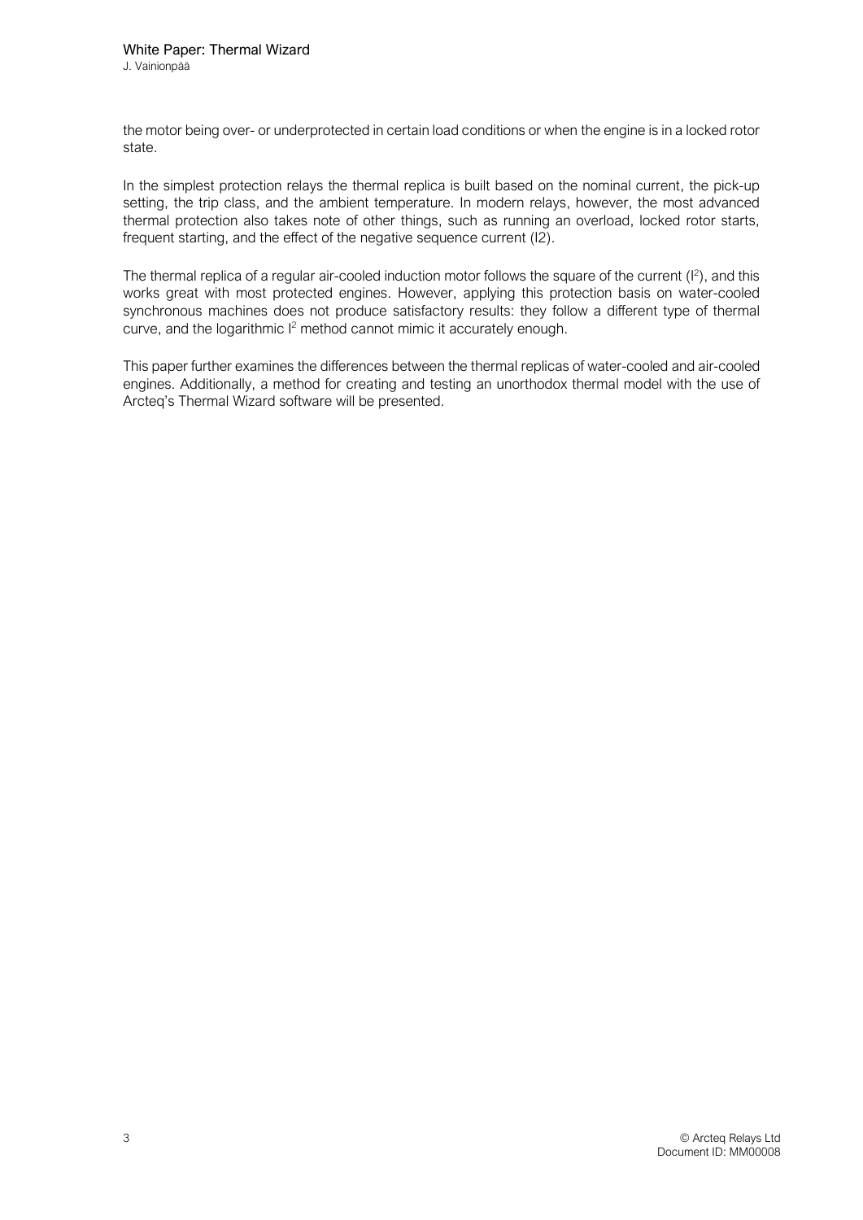the motor being over- or underprotected in certain load conditions or when the engine is in a locked rotor state.

In the simplest protection relays the thermal replica is built based on the nominal current, the pick-up setting, the trip class, and the ambient temperature. In modern relays, however, the most advanced thermal protection also takes note of other things, such as running an overload, locked rotor starts, frequent starting, and the effect of the negative sequence current (I2).

The thermal replica of a regular air-cooled induction motor follows the square of the current ($I^2$), and this works great with most protected engines. However, applying this protection basis on water-cooled synchronous machines does not produce satisfactory results: they follow a different type of thermal curve, and the logarithmic $I^2$ method cannot mimic it accurately enough.

This paper further examines the differences between the thermal replicas of water-cooled and air-cooled engines. Additionally, a method for creating and testing an unorthodox thermal model with the use of Arcteq's Thermal Wizard software will be presented.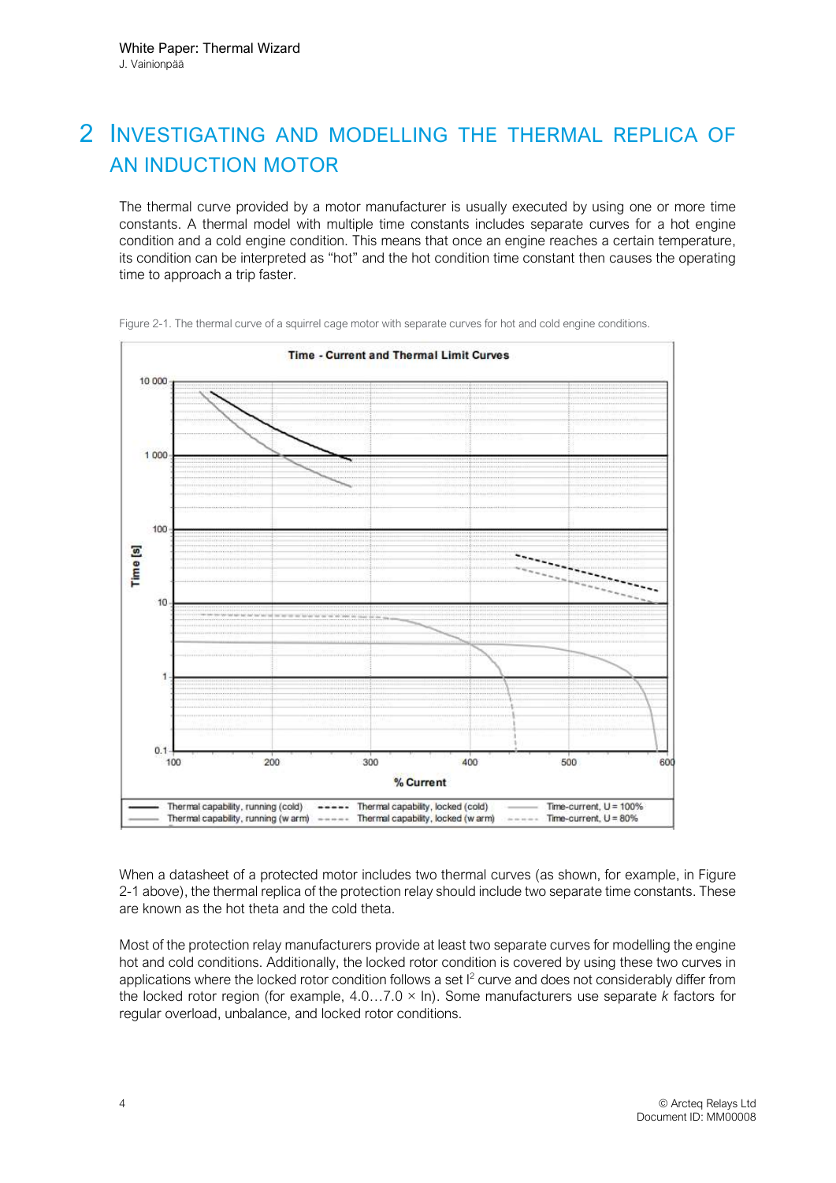# 2 Investigating and Modelling the Thermal Replica of an Induction Motor

The thermal curve provided by a motor manufacturer is usually executed by using one or more time constants. A thermal model with multiple time constants includes separate curves for a hot engine condition and a cold engine condition. This means that once an engine reaches a certain temperature, its condition can be interpreted as "hot" and the hot condition time constant then causes the operating time to approach a trip faster.

Figure 2-1. The thermal curve of a squirrel cage motor with separate curves for hot and cold engine conditions.

When a datasheet of a protected motor includes two thermal curves (as shown, for example, in Figure 2-1 above), the thermal replica of the protection relay should include two separate time constants. These are known as the hot theta and the cold theta.

Most of the protection relay manufacturers provide at least two separate curves for modelling the engine hot and cold conditions. Additionally, the locked rotor condition is covered by using these two curves in applications where the locked rotor condition follows a set $I^2$ curve and does not considerably differ from the locked rotor region (for example, 4.0…7.0 × In). Some manufacturers use separate *k* factors for regular overload, unbalance, and locked rotor conditions.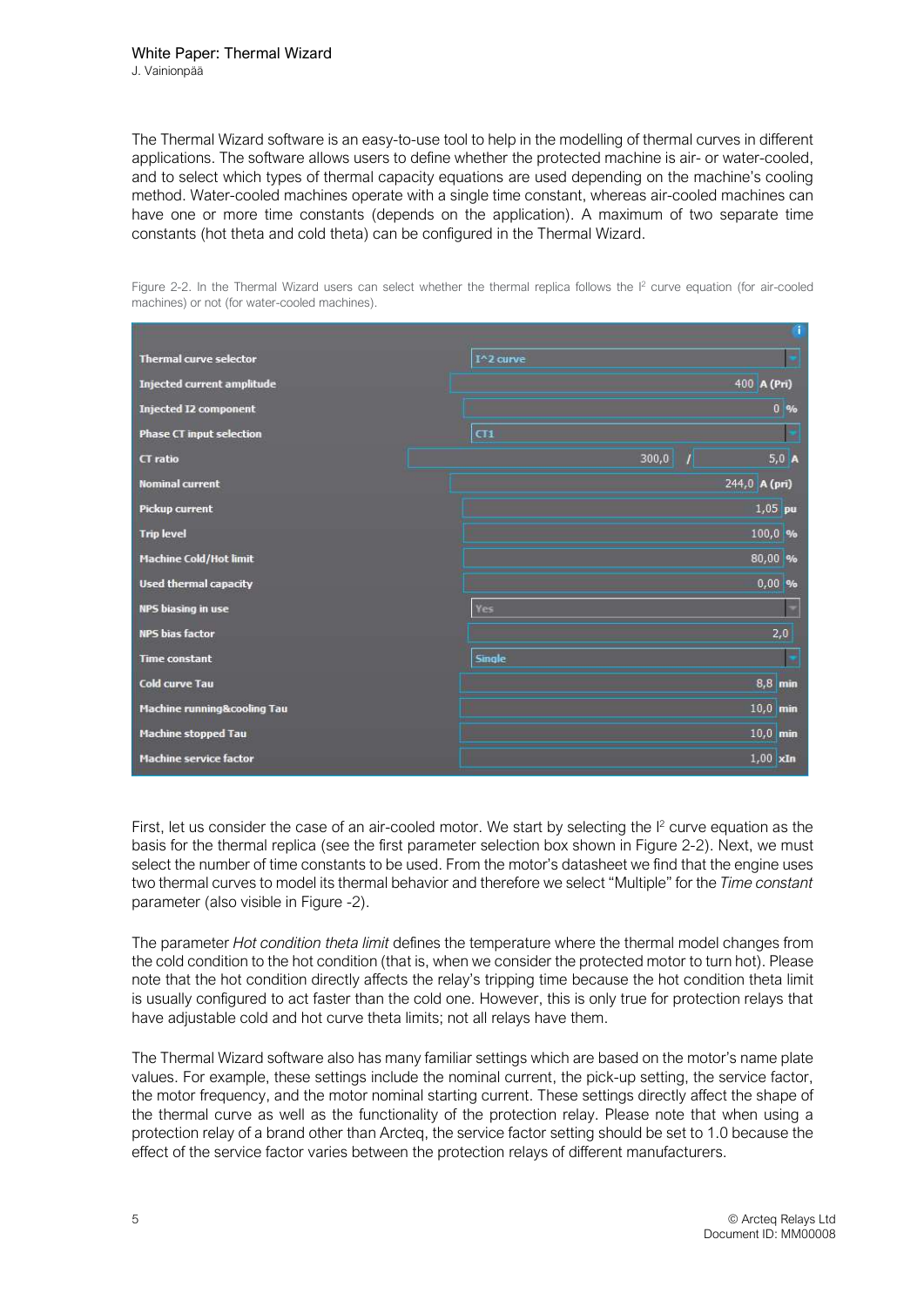The Thermal Wizard software is an easy-to-use tool to help in the modelling of thermal curves in different applications. The software allows users to define whether the protected machine is air- or water-cooled, and to select which types of thermal capacity equations are used depending on the machine's cooling method. Water-cooled machines operate with a single time constant, whereas air-cooled machines can have one or more time constants (depends on the application). A maximum of two separate time constants (hot theta and cold theta) can be configured in the Thermal Wizard.

Figure 2-2. In the Thermal Wizard users can select whether the thermal replica follows the $I^2$ curve equation (for air-cooled machines) or not (for water-cooled machines).

| Parameter | Value | Unit |
|---|---|---|
| Thermal curve selector | I^2 curve | |
| Injected current amplitude | 400 | A (Pri) |
| Injected I2 component | 0 | % |
| Phase CT input selection | CT1 | |
| CT ratio | 300,0 / 5,0 | A |
| Nominal current | 244,0 | A (pri) |
| Pickup current | 1,05 | pu |
| Trip level | 100,0 | % |
| Machine Cold/Hot limit | 80,00 | % |
| Used thermal capacity | 0,00 | % |
| NPS biasing in use | Yes | |
| NPS bias factor | 2,0 | |
| Time constant | Single | |
| Cold curve Tau | 8,8 | min |
| Machine running&cooling Tau | 10,0 | min |
| Machine stopped Tau | 10,0 | min |
| Machine service factor | 1,00 | xIn |

First, let us consider the case of an air-cooled motor. We start by selecting the $I^2$ curve equation as the basis for the thermal replica (see the first parameter selection box shown in Figure 2-2). Next, we must select the number of time constants to be used. From the motor's datasheet we find that the engine uses two thermal curves to model its thermal behavior and therefore we select "Multiple" for the *Time constant* parameter (also visible in Figure -2).

The parameter *Hot condition theta limit* defines the temperature where the thermal model changes from the cold condition to the hot condition (that is, when we consider the protected motor to turn hot). Please note that the hot condition directly affects the relay's tripping time because the hot condition theta limit is usually configured to act faster than the cold one. However, this is only true for protection relays that have adjustable cold and hot curve theta limits; not all relays have them.

The Thermal Wizard software also has many familiar settings which are based on the motor's name plate values. For example, these settings include the nominal current, the pick-up setting, the service factor, the motor frequency, and the motor nominal starting current. These settings directly affect the shape of the thermal curve as well as the functionality of the protection relay. Please note that when using a protection relay of a brand other than Arcteq, the service factor setting should be set to 1.0 because the effect of the service factor varies between the protection relays of different manufacturers.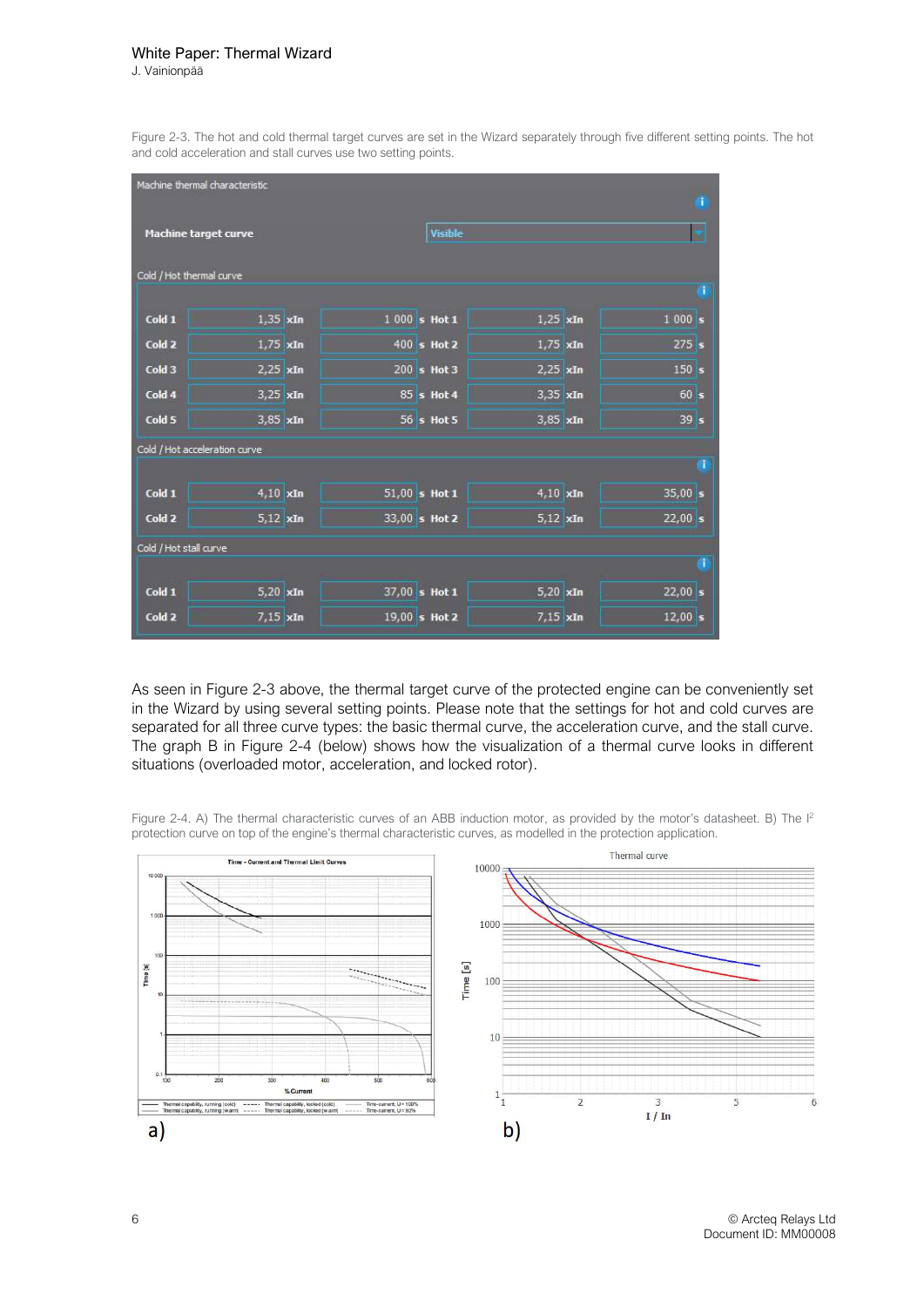Figure 2-3. The hot and cold thermal target curves are set in the Wizard separately through five different setting points. The hot and cold acceleration and stall curves use two setting points.

Machine thermal characteristic

**Machine target curve** — Visible

Cold / Hot thermal curve

| | xIn | s | | xIn | s |
|---|---|---|---|---|---|
| Cold 1 | 1,35 | 1 000 | Hot 1 | 1,25 | 1 000 |
| Cold 2 | 1,75 | 400 | Hot 2 | 1,75 | 275 |
| Cold 3 | 2,25 | 200 | Hot 3 | 2,25 | 150 |
| Cold 4 | 3,25 | 85 | Hot 4 | 3,35 | 60 |
| Cold 5 | 3,85 | 56 | Hot 5 | 3,85 | 39 |

Cold / Hot acceleration curve

| | xIn | s | | xIn | s |
|---|---|---|---|---|---|
| Cold 1 | 4,10 | 51,00 | Hot 1 | 4,10 | 35,00 |
| Cold 2 | 5,12 | 33,00 | Hot 2 | 5,12 | 22,00 |

Cold / Hot stall curve

| | xIn | s | | xIn | s |
|---|---|---|---|---|---|
| Cold 1 | 5,20 | 37,00 | Hot 1 | 5,20 | 22,00 |
| Cold 2 | 7,15 | 19,00 | Hot 2 | 7,15 | 12,00 |

As seen in Figure 2-3 above, the thermal target curve of the protected engine can be conveniently set in the Wizard by using several setting points. Please note that the settings for hot and cold curves are separated for all three curve types: the basic thermal curve, the acceleration curve, and the stall curve. The graph B in Figure 2-4 (below) shows how the visualization of a thermal curve looks in different situations (overloaded motor, acceleration, and locked rotor).

Figure 2-4. A) The thermal characteristic curves of an ABB induction motor, as provided by the motor's datasheet. B) The $I^2$ protection curve on top of the engine's thermal characteristic curves, as modelled in the protection application.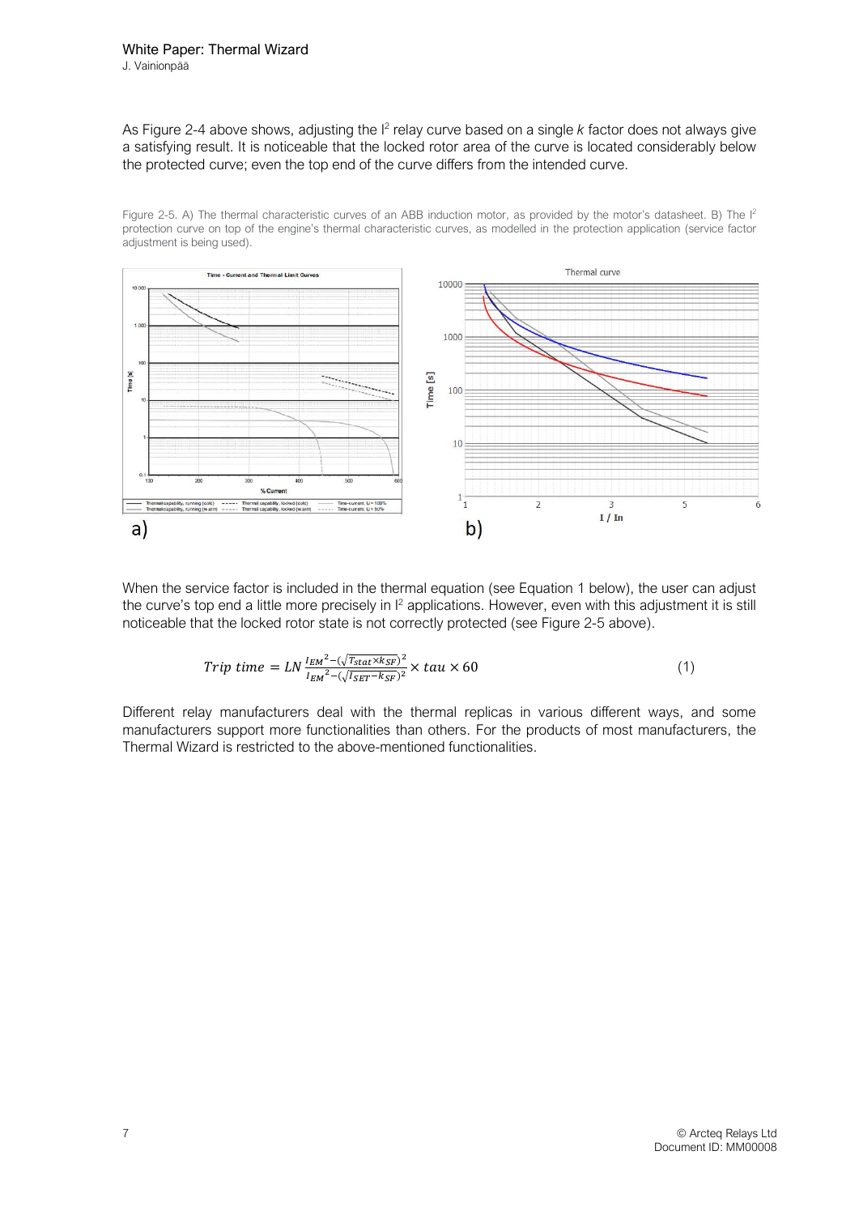As Figure 2-4 above shows, adjusting the $I^2$ relay curve based on a single *k* factor does not always give a satisfying result. It is noticeable that the locked rotor area of the curve is located considerably below the protected curve; even the top end of the curve differs from the intended curve.

Figure 2-5. A) The thermal characteristic curves of an ABB induction motor, as provided by the motor's datasheet. B) The $I^2$ protection curve on top of the engine's thermal characteristic curves, as modelled in the protection application (service factor adjustment is being used).

When the service factor is included in the thermal equation (see Equation 1 below), the user can adjust the curve's top end a little more precisely in $I^2$ applications. However, even with this adjustment it is still noticeable that the locked rotor state is not correctly protected (see Figure 2-5 above).

$$Trip\ time = LN\frac{I_{EM}{}^2 - (\sqrt{T_{stat} \times k_{SF}})^2}{I_{EM}{}^2 - (\sqrt{I_{SET} - k_{SF}})^2} \times tau \times 60 \qquad (1)$$

Different relay manufacturers deal with the thermal replicas in various different ways, and some manufacturers support more functionalities than others. For the products of most manufacturers, the Thermal Wizard is restricted to the above-mentioned functionalities.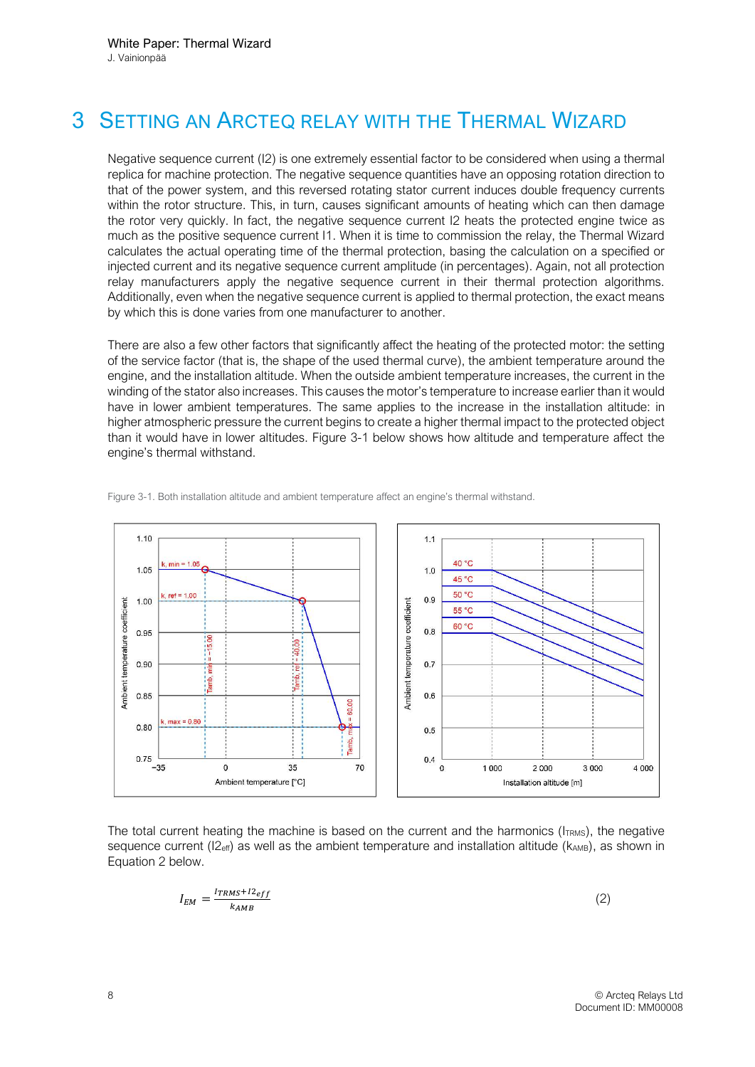# 3 Setting an Arcteq Relay with the Thermal Wizard

Negative sequence current (I2) is one extremely essential factor to be considered when using a thermal replica for machine protection. The negative sequence quantities have an opposing rotation direction to that of the power system, and this reversed rotating stator current induces double frequency currents within the rotor structure. This, in turn, causes significant amounts of heating which can then damage the rotor very quickly. In fact, the negative sequence current I2 heats the protected engine twice as much as the positive sequence current I1. When it is time to commission the relay, the Thermal Wizard calculates the actual operating time of the thermal protection, basing the calculation on a specified or injected current and its negative sequence current amplitude (in percentages). Again, not all protection relay manufacturers apply the negative sequence current in their thermal protection algorithms. Additionally, even when the negative sequence current is applied to thermal protection, the exact means by which this is done varies from one manufacturer to another.

There are also a few other factors that significantly affect the heating of the protected motor: the setting of the service factor (that is, the shape of the used thermal curve), the ambient temperature around the engine, and the installation altitude. When the outside ambient temperature increases, the current in the winding of the stator also increases. This causes the motor's temperature to increase earlier than it would have in lower ambient temperatures. The same applies to the increase in the installation altitude: in higher atmospheric pressure the current begins to create a higher thermal impact to the protected object than it would have in lower altitudes. Figure 3-1 below shows how altitude and temperature affect the engine's thermal withstand.

Figure 3-1. Both installation altitude and ambient temperature affect an engine's thermal withstand.

The total current heating the machine is based on the current and the harmonics ($I_{TRMS}$), the negative sequence current ($I2_{eff}$) as well as the ambient temperature and installation altitude ($k_{AMB}$), as shown in Equation 2 below.

$$I_{EM} = \frac{I_{TRMS} + I2_{eff}}{k_{AMB}} \tag{2}$$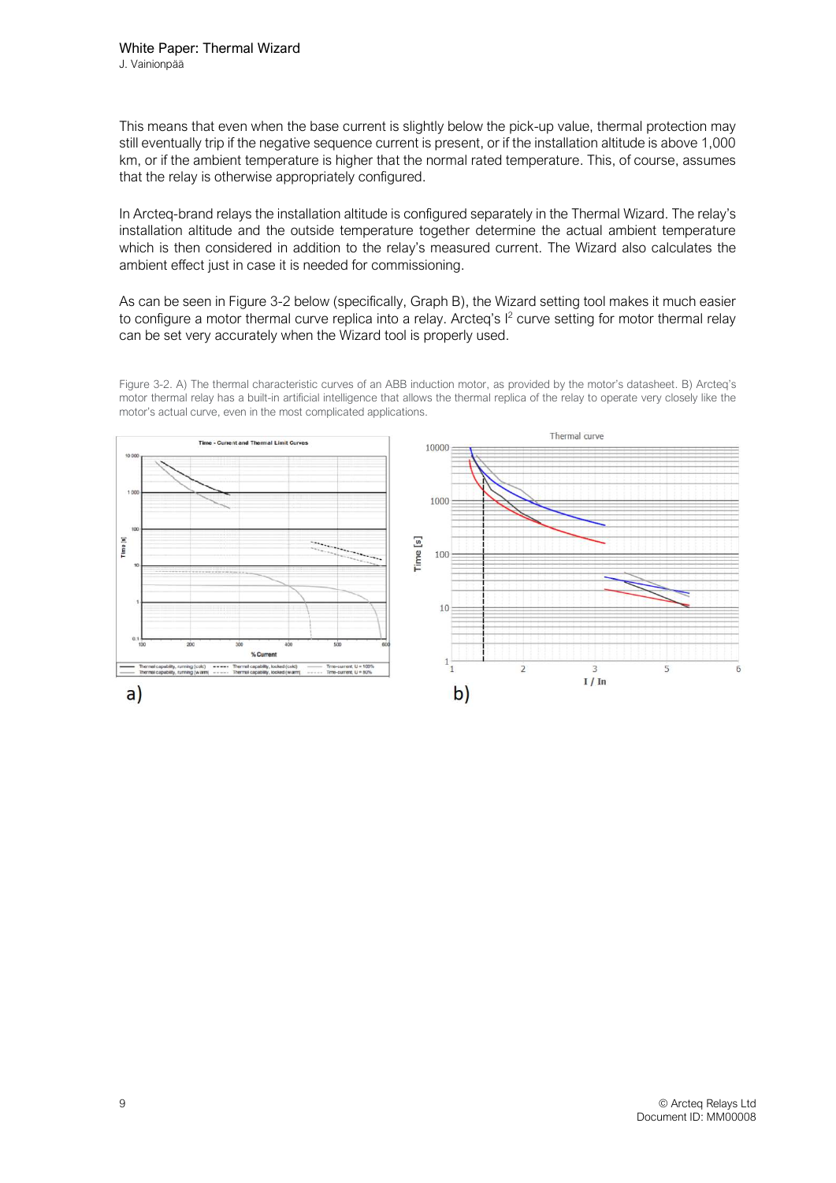This means that even when the base current is slightly below the pick-up value, thermal protection may still eventually trip if the negative sequence current is present, or if the installation altitude is above 1,000 km, or if the ambient temperature is higher that the normal rated temperature. This, of course, assumes that the relay is otherwise appropriately configured.

In Arcteq-brand relays the installation altitude is configured separately in the Thermal Wizard. The relay's installation altitude and the outside temperature together determine the actual ambient temperature which is then considered in addition to the relay's measured current. The Wizard also calculates the ambient effect just in case it is needed for commissioning.

As can be seen in Figure 3-2 below (specifically, Graph B), the Wizard setting tool makes it much easier to configure a motor thermal curve replica into a relay. Arcteq's $I^2$ curve setting for motor thermal relay can be set very accurately when the Wizard tool is properly used.

Figure 3-2. A) The thermal characteristic curves of an ABB induction motor, as provided by the motor's datasheet. B) Arcteq's motor thermal relay has a built-in artificial intelligence that allows the thermal replica of the relay to operate very closely like the motor's actual curve, even in the most complicated applications.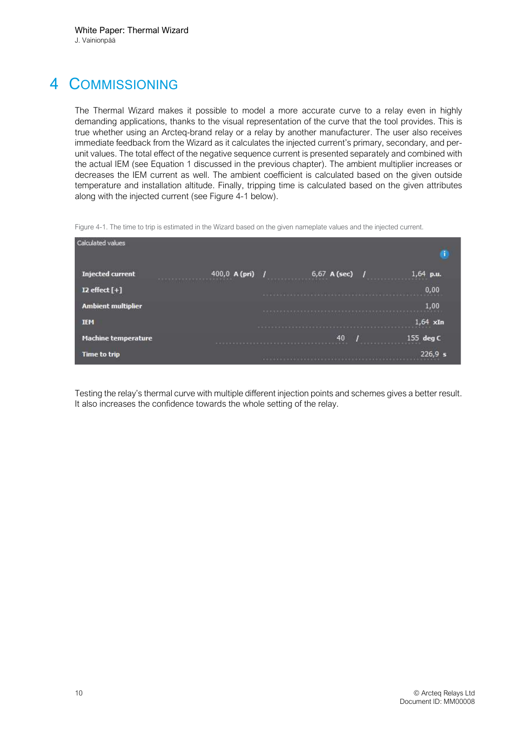# 4 Commissioning

The Thermal Wizard makes it possible to model a more accurate curve to a relay even in highly demanding applications, thanks to the visual representation of the curve that the tool provides. This is true whether using an Arcteq-brand relay or a relay by another manufacturer. The user also receives immediate feedback from the Wizard as it calculates the injected current's primary, secondary, and per-unit values. The total effect of the negative sequence current is presented separately and combined with the actual IEM (see Equation 1 discussed in the previous chapter). The ambient multiplier increases or decreases the IEM current as well. The ambient coefficient is calculated based on the given outside temperature and installation altitude. Finally, tripping time is calculated based on the given attributes along with the injected current (see Figure 4-1 below).

Figure 4-1. The time to trip is estimated in the Wizard based on the given nameplate values and the injected current.

| Calculated values | | | |
|---|---|---|---|
| **Injected current** | 400,0 **A (pri)** | 6,67 **A (sec)** | 1,64 **p.u.** |
| **I2 effect [+]** | | | 0,00 |
| **Ambient multiplier** | | | 1,00 |
| **IEM** | | | 1,64 **xIn** |
| **Machine temperature** | | 40 | 155 **deg C** |
| **Time to trip** | | | 226,9 **s** |

Testing the relay's thermal curve with multiple different injection points and schemes gives a better result. It also increases the confidence towards the whole setting of the relay.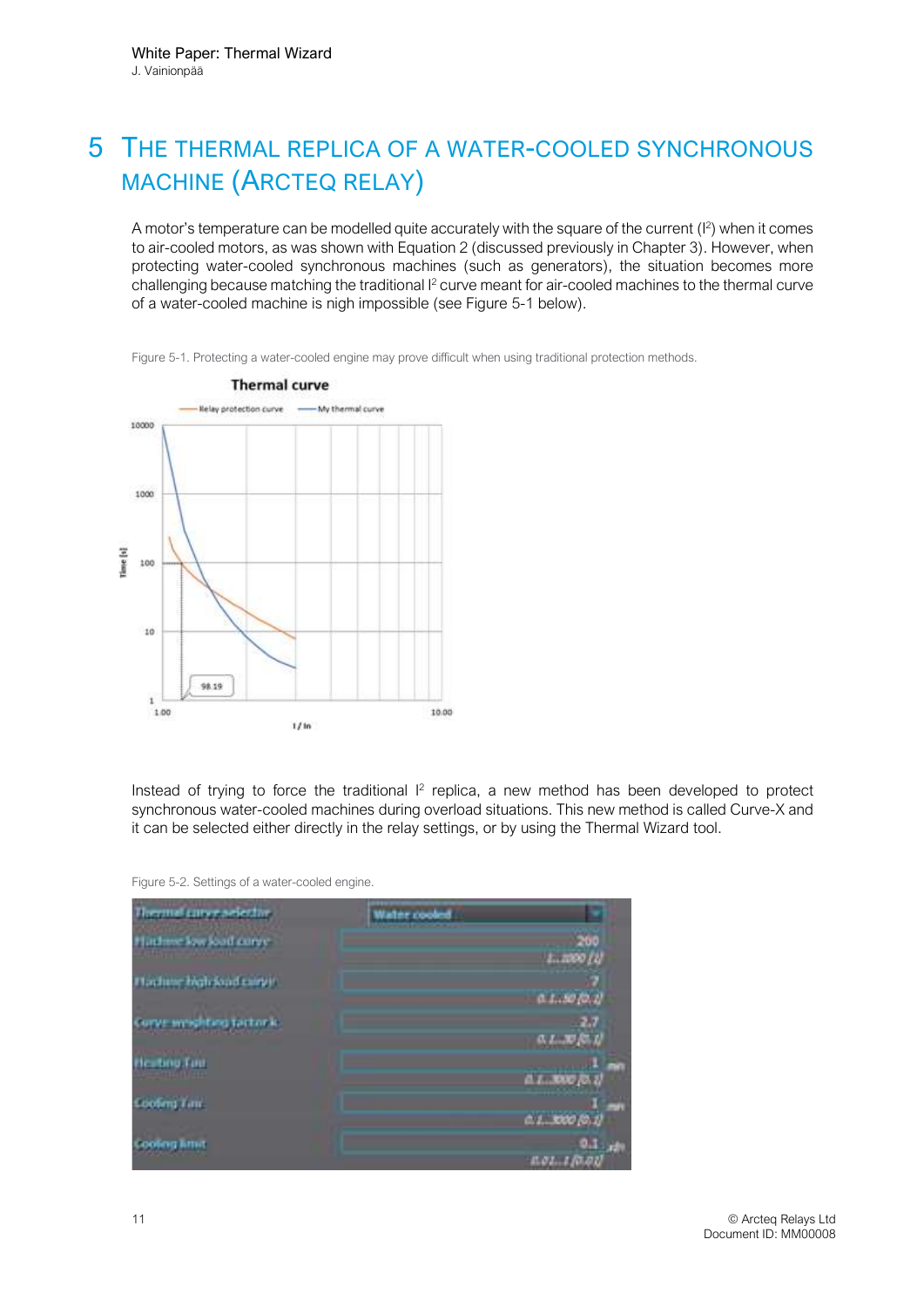# 5 The thermal replica of a water-cooled synchronous machine (Arcteq relay)

A motor's temperature can be modelled quite accurately with the square of the current ($I^2$) when it comes to air-cooled motors, as was shown with Equation 2 (discussed previously in Chapter 3). However, when protecting water-cooled synchronous machines (such as generators), the situation becomes more challenging because matching the traditional $I^2$ curve meant for air-cooled machines to the thermal curve of a water-cooled machine is nigh impossible (see Figure 5-1 below).

Figure 5-1. Protecting a water-cooled engine may prove difficult when using traditional protection methods.

Instead of trying to force the traditional $I^2$ replica, a new method has been developed to protect synchronous water-cooled machines during overload situations. This new method is called Curve-X and it can be selected either directly in the relay settings, or by using the Thermal Wizard tool.

Figure 5-2. Settings of a water-cooled engine.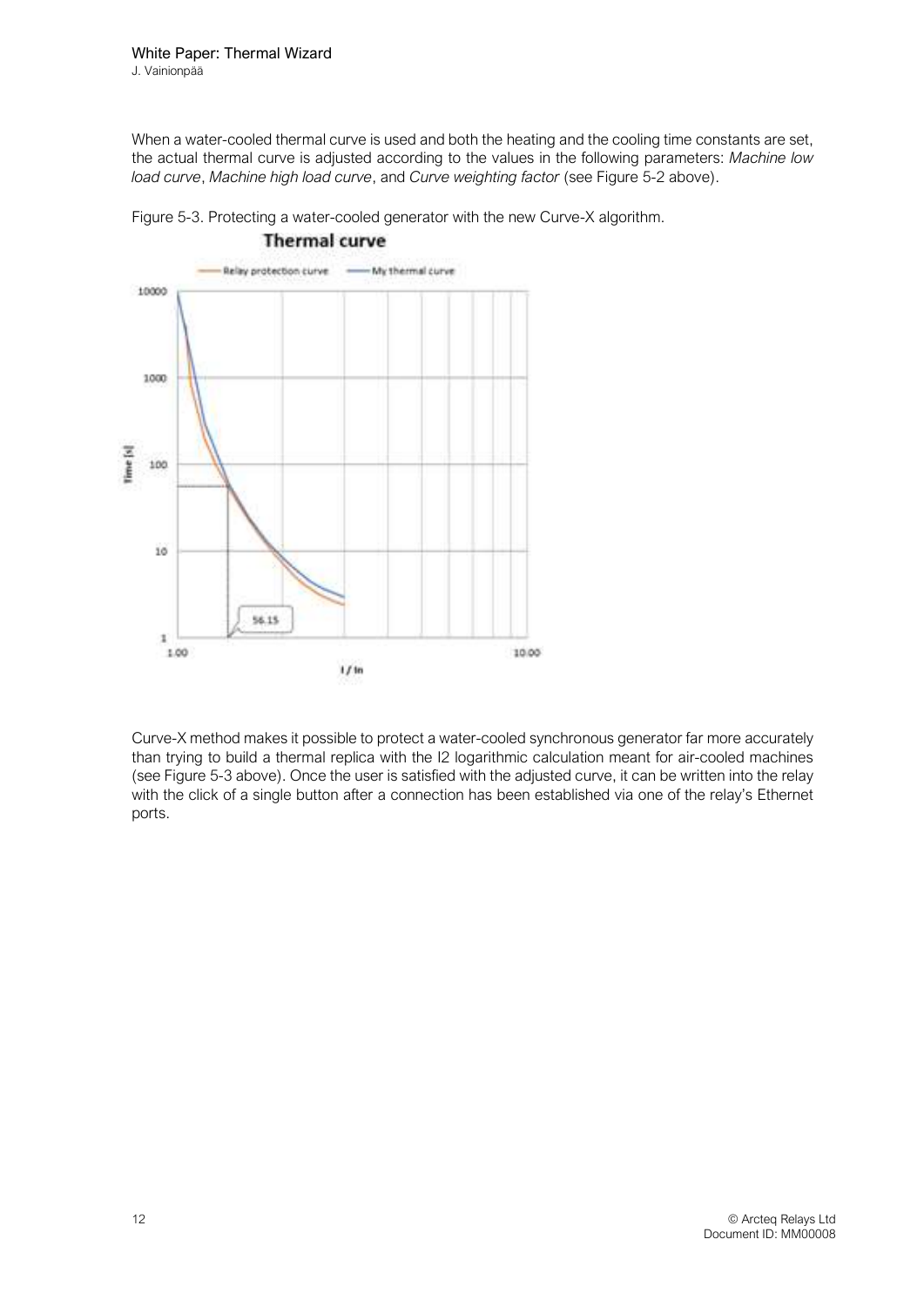When a water-cooled thermal curve is used and both the heating and the cooling time constants are set, the actual thermal curve is adjusted according to the values in the following parameters: *Machine low load curve*, *Machine high load curve*, and *Curve weighting factor* (see Figure 5-2 above).

Figure 5-3. Protecting a water-cooled generator with the new Curve-X algorithm.

Curve-X method makes it possible to protect a water-cooled synchronous generator far more accurately than trying to build a thermal replica with the I2 logarithmic calculation meant for air-cooled machines (see Figure 5-3 above). Once the user is satisfied with the adjusted curve, it can be written into the relay with the click of a single button after a connection has been established via one of the relay's Ethernet ports.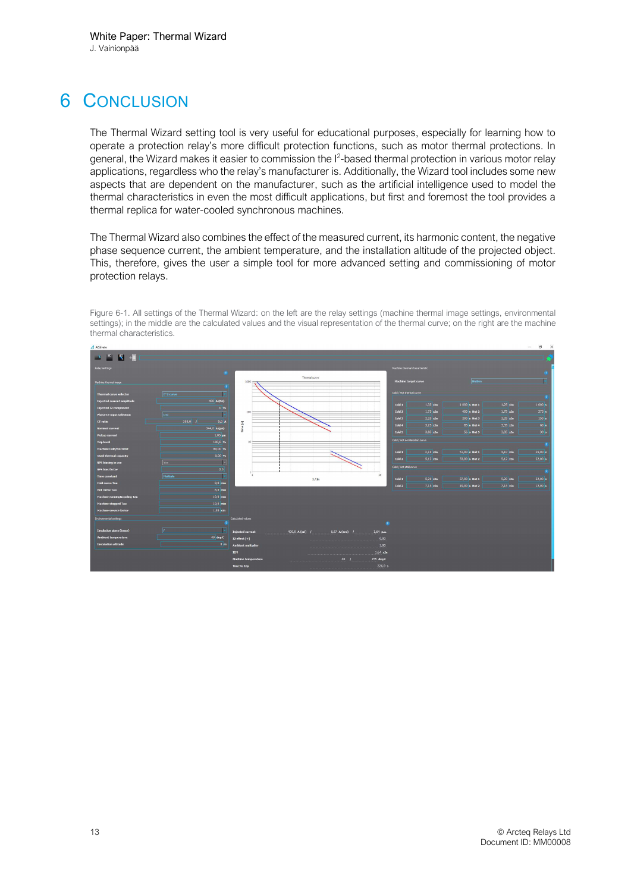# 6 CONCLUSION

The Thermal Wizard setting tool is very useful for educational purposes, especially for learning how to operate a protection relay's more difficult protection functions, such as motor thermal protections. In general, the Wizard makes it easier to commission the $I^2$-based thermal protection in various motor relay applications, regardless who the relay's manufacturer is. Additionally, the Wizard tool includes some new aspects that are dependent on the manufacturer, such as the artificial intelligence used to model the thermal characteristics in even the most difficult applications, but first and foremost the tool provides a thermal replica for water-cooled synchronous machines.

The Thermal Wizard also combines the effect of the measured current, its harmonic content, the negative phase sequence current, the ambient temperature, and the installation altitude of the projected object. This, therefore, gives the user a simple tool for more advanced setting and commissioning of motor protection relays.

Figure 6-1. All settings of the Thermal Wizard: on the left are the relay settings (machine thermal image settings, environmental settings); in the middle are the calculated values and the visual representation of the thermal curve; on the right are the machine thermal characteristics.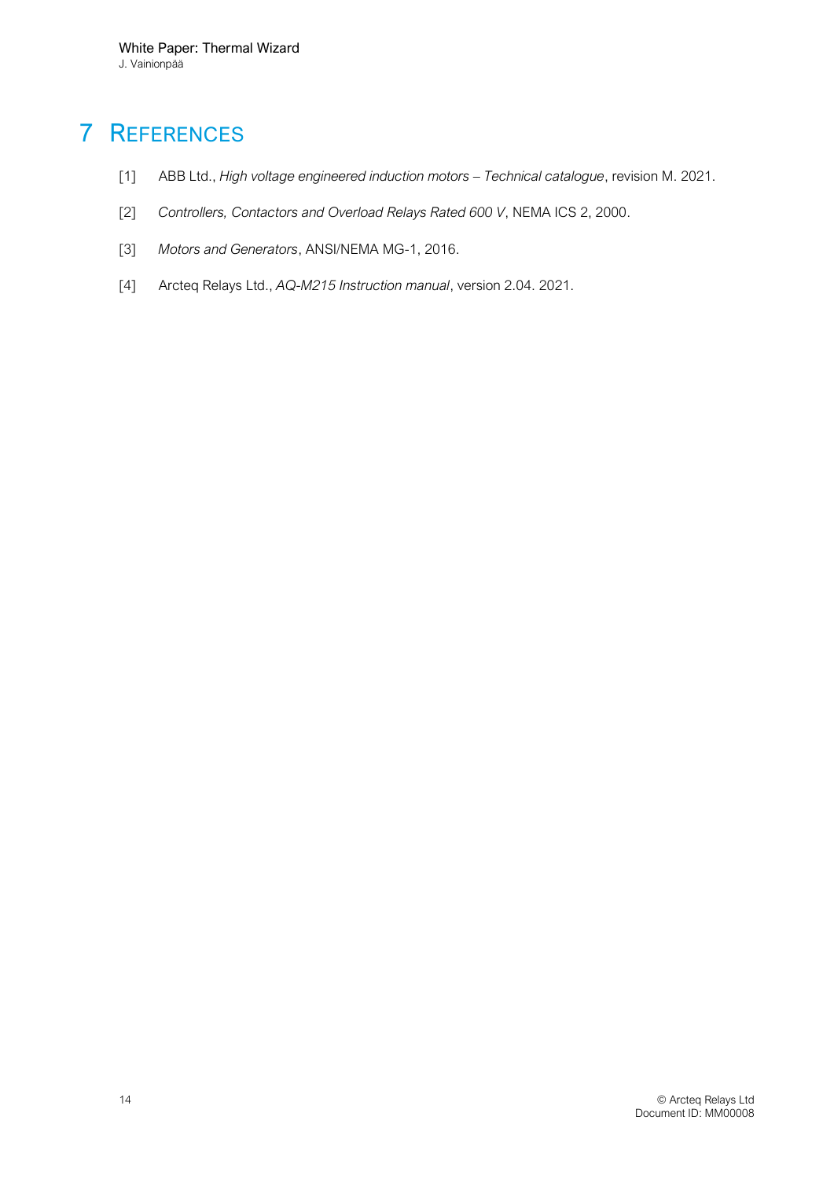# 7 REFERENCES

[1] ABB Ltd., *High voltage engineered induction motors – Technical catalogue*, revision M. 2021.

[2] *Controllers, Contactors and Overload Relays Rated 600 V*, NEMA ICS 2, 2000.

[3] *Motors and Generators*, ANSI/NEMA MG-1, 2016.

[4] Arcteq Relays Ltd., *AQ-M215 Instruction manual*, version 2.04. 2021.